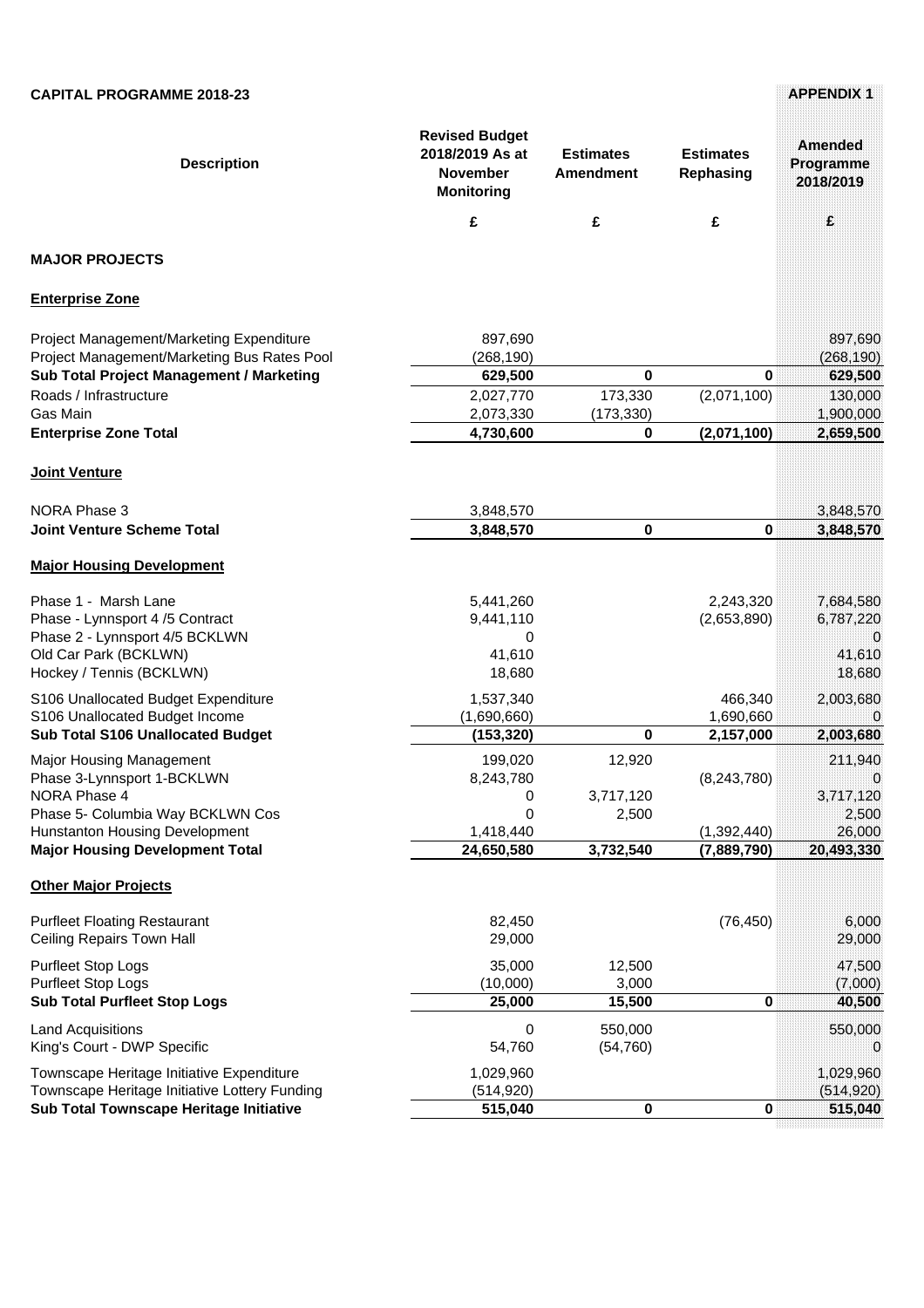**CAPITAL PROGRAMME 2018-23** **APPENDIX 1**

| Description | Revised Budget 2018/2019 As at November Monitoring | Estimates Amendment | Estimates Rephasing | Amended Programme 2018/2019 |
|---|---|---|---|---|
| | £ | £ | £ | £ |
| **MAJOR PROJECTS** | | | | |
| **Enterprise Zone** | | | | |
| Project Management/Marketing Expenditure | 897,690 | | | 897,690 |
| Project Management/Marketing Bus Rates Pool | (268,190) | | | (268,190) |
| **Sub Total Project Management / Marketing** | **629,500** | **0** | **0** | **629,500** |
| Roads / Infrastructure | 2,027,770 | 173,330 | (2,071,100) | 130,000 |
| Gas Main | 2,073,330 | (173,330) | | 1,900,000 |
| **Enterprise Zone Total** | **4,730,600** | **0** | **(2,071,100)** | **2,659,500** |
| **Joint Venture** | | | | |
| NORA Phase 3 | 3,848,570 | | | 3,848,570 |
| **Joint Venture Scheme Total** | **3,848,570** | **0** | **0** | **3,848,570** |
| **Major Housing Development** | | | | |
| Phase 1 - Marsh Lane | 5,441,260 | | 2,243,320 | 7,684,580 |
| Phase - Lynnsport 4 /5 Contract | 9,441,110 | | (2,653,890) | 6,787,220 |
| Phase 2 - Lynnsport 4/5 BCKLWN | 0 | | | 0 |
| Old Car Park (BCKLWN) | 41,610 | | | 41,610 |
| Hockey / Tennis (BCKLWN) | 18,680 | | | 18,680 |
| S106 Unallocated Budget Expenditure | 1,537,340 | | 466,340 | 2,003,680 |
| S106 Unallocated Budget Income | (1,690,660) | | 1,690,660 | 0 |
| **Sub Total S106 Unallocated Budget** | **(153,320)** | **0** | **2,157,000** | **2,003,680** |
| Major Housing Management | 199,020 | 12,920 | | 211,940 |
| Phase 3-Lynnsport 1-BCKLWN | 8,243,780 | | (8,243,780) | 0 |
| NORA Phase 4 | 0 | 3,717,120 | | 3,717,120 |
| Phase 5- Columbia Way BCKLWN Cos | 0 | 2,500 | | 2,500 |
| Hunstanton Housing Development | 1,418,440 | | (1,392,440) | 26,000 |
| **Major Housing Development Total** | **24,650,580** | **3,732,540** | **(7,889,790)** | **20,493,330** |
| **Other Major Projects** | | | | |
| Purfleet Floating Restaurant | 82,450 | | (76,450) | 6,000 |
| Ceiling Repairs Town Hall | 29,000 | | | 29,000 |
| Purfleet Stop Logs | 35,000 | 12,500 | | 47,500 |
| Purfleet Stop Logs | (10,000) | 3,000 | | (7,000) |
| **Sub Total Purfleet Stop Logs** | **25,000** | **15,500** | **0** | **40,500** |
| Land Acquisitions | 0 | 550,000 | | 550,000 |
| King's Court - DWP Specific | 54,760 | (54,760) | | 0 |
| Townscape Heritage Initiative Expenditure | 1,029,960 | | | 1,029,960 |
| Townscape Heritage Initiative Lottery Funding | (514,920) | | | (514,920) |
| **Sub Total Townscape Heritage Initiative** | **515,040** | **0** | **0** | **515,040** |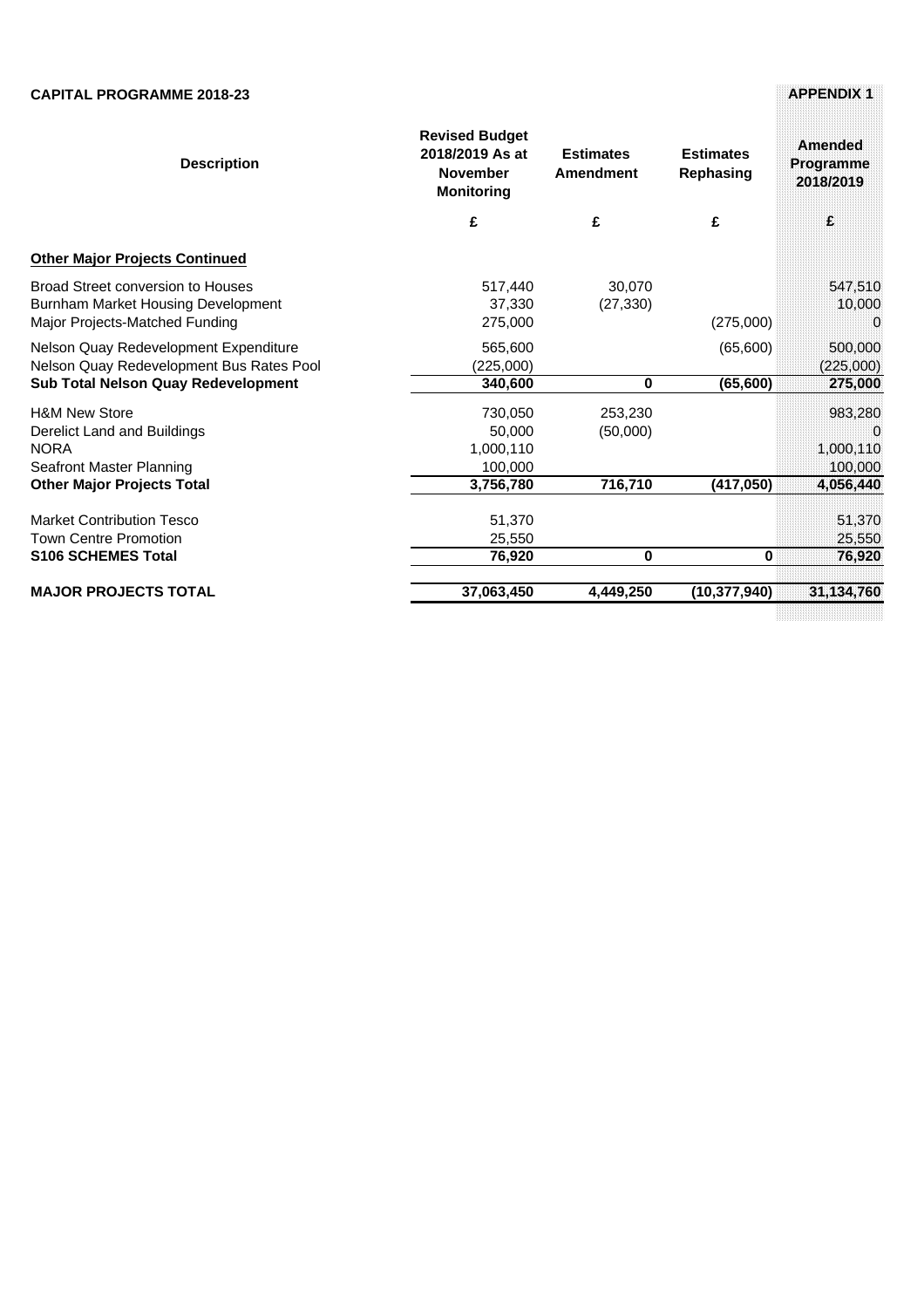**CAPITAL PROGRAMME 2018-23**

**APPENDIX 1**

| Description | Revised Budget 2018/2019 As at November Monitoring | Estimates Amendment | Estimates Rephasing | Amended Programme 2018/2019 |
|---|---|---|---|---|
| | £ | £ | £ | £ |
| **Other Major Projects Continued** | | | | |
| Broad Street conversion to Houses | 517,440 | 30,070 | | 547,510 |
| Burnham Market Housing Development | 37,330 | (27,330) | | 10,000 |
| Major Projects-Matched Funding | 275,000 | | (275,000) | 0 |
| Nelson Quay Redevelopment Expenditure | 565,600 | | (65,600) | 500,000 |
| Nelson Quay Redevelopment Bus Rates Pool | (225,000) | | | (225,000) |
| **Sub Total Nelson Quay Redevelopment** | **340,600** | **0** | **(65,600)** | **275,000** |
| H&M New Store | 730,050 | 253,230 | | 983,280 |
| Derelict Land and Buildings | 50,000 | (50,000) | | 0 |
| NORA | 1,000,110 | | | 1,000,110 |
| Seafront Master Planning | 100,000 | | | 100,000 |
| **Other Major Projects Total** | **3,756,780** | **716,710** | **(417,050)** | **4,056,440** |
| Market Contribution Tesco | 51,370 | | | 51,370 |
| Town Centre Promotion | 25,550 | | | 25,550 |
| **S106 SCHEMES Total** | **76,920** | **0** | **0** | **76,920** |
| **MAJOR PROJECTS TOTAL** | **37,063,450** | **4,449,250** | **(10,377,940)** | **31,134,760** |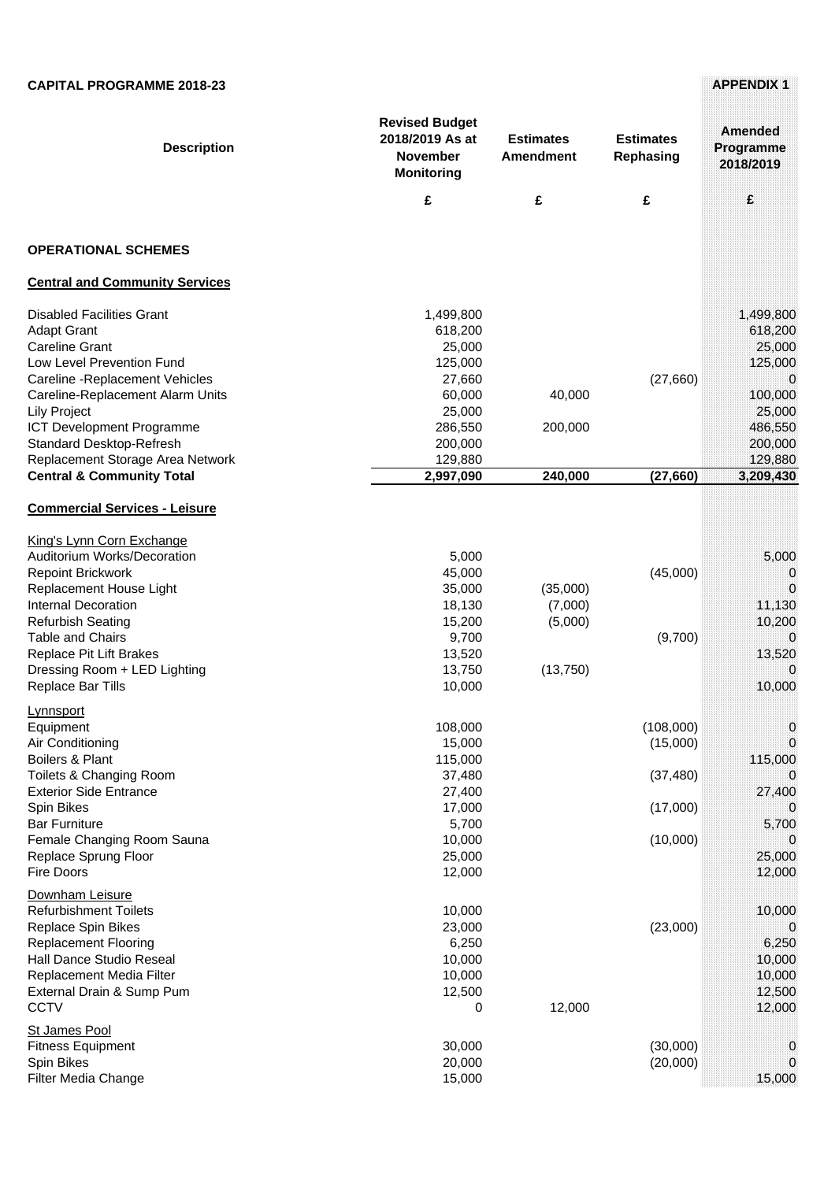**CAPITAL PROGRAMME 2018-23**

**APPENDIX 1**

| Description | Revised Budget 2018/2019 As at November Monitoring | Estimates Amendment | Estimates Rephasing | Amended Programme 2018/2019 |
|---|---|---|---|---|
| | £ | £ | £ | £ |
| **OPERATIONAL SCHEMES** | | | | |
| **Central and Community Services** | | | | |
| Disabled Facilities Grant | 1,499,800 | | | 1,499,800 |
| Adapt Grant | 618,200 | | | 618,200 |
| Careline Grant | 25,000 | | | 25,000 |
| Low Level Prevention Fund | 125,000 | | | 125,000 |
| Careline -Replacement Vehicles | 27,660 | | (27,660) | 0 |
| Careline-Replacement Alarm Units | 60,000 | 40,000 | | 100,000 |
| Lily Project | 25,000 | | | 25,000 |
| ICT Development Programme | 286,550 | 200,000 | | 486,550 |
| Standard Desktop-Refresh | 200,000 | | | 200,000 |
| Replacement Storage Area Network | 129,880 | | | 129,880 |
| **Central & Community Total** | **2,997,090** | **240,000** | **(27,660)** | **3,209,430** |
| **Commercial Services - Leisure** | | | | |
| King's Lynn Corn Exchange | | | | |
| Auditorium Works/Decoration | 5,000 | | | 5,000 |
| Repoint Brickwork | 45,000 | | (45,000) | 0 |
| Replacement House Light | 35,000 | (35,000) | | 0 |
| Internal Decoration | 18,130 | (7,000) | | 11,130 |
| Refurbish Seating | 15,200 | (5,000) | | 10,200 |
| Table and Chairs | 9,700 | | (9,700) | 0 |
| Replace Pit Lift Brakes | 13,520 | | | 13,520 |
| Dressing Room + LED Lighting | 13,750 | (13,750) | | 0 |
| Replace Bar Tills | 10,000 | | | 10,000 |
| Lynnsport | | | | |
| Equipment | 108,000 | | (108,000) | 0 |
| Air Conditioning | 15,000 | | (15,000) | 0 |
| Boilers & Plant | 115,000 | | | 115,000 |
| Toilets & Changing Room | 37,480 | | (37,480) | 0 |
| Exterior Side Entrance | 27,400 | | | 27,400 |
| Spin Bikes | 17,000 | | (17,000) | 0 |
| Bar Furniture | 5,700 | | | 5,700 |
| Female Changing Room Sauna | 10,000 | | (10,000) | 0 |
| Replace Sprung Floor | 25,000 | | | 25,000 |
| Fire Doors | 12,000 | | | 12,000 |
| Downham Leisure | | | | |
| Refurbishment Toilets | 10,000 | | | 10,000 |
| Replace Spin Bikes | 23,000 | | (23,000) | 0 |
| Replacement Flooring | 6,250 | | | 6,250 |
| Hall Dance Studio Reseal | 10,000 | | | 10,000 |
| Replacement Media Filter | 10,000 | | | 10,000 |
| External Drain & Sump Pum | 12,500 | | | 12,500 |
| CCTV | 0 | 12,000 | | 12,000 |
| St James Pool | | | | |
| Fitness Equipment | 30,000 | | (30,000) | 0 |
| Spin Bikes | 20,000 | | (20,000) | 0 |
| Filter Media Change | 15,000 | | | 15,000 |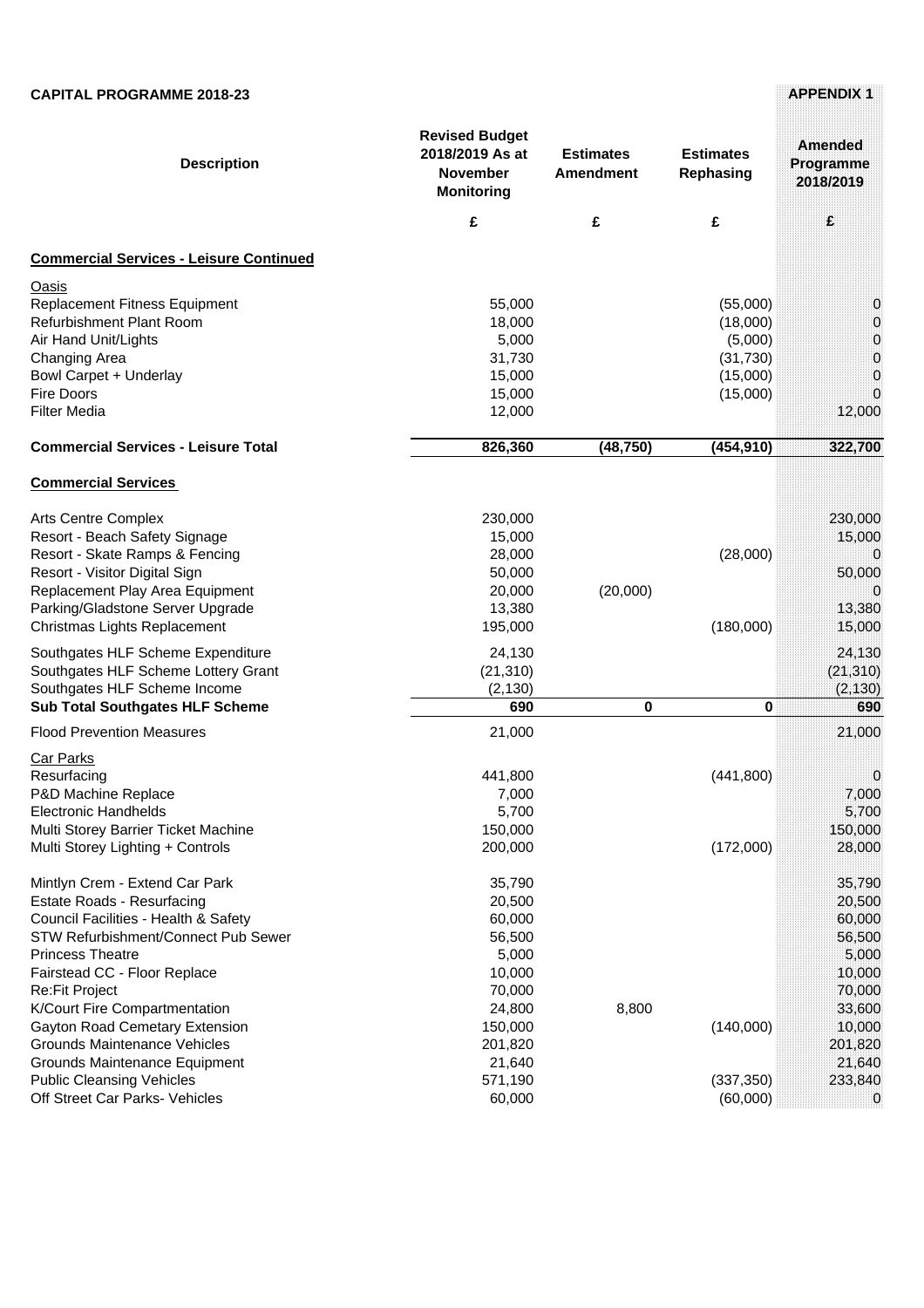**CAPITAL PROGRAMME 2018-23**

**APPENDIX 1**

| Description | Revised Budget 2018/2019 As at November Monitoring | Estimates Amendment | Estimates Rephasing | Amended Programme 2018/2019 |
|---|---|---|---|---|
| | £ | £ | £ | £ |
| **Commercial Services - Leisure Continued** | | | | |
| Oasis | | | | |
| Replacement Fitness Equipment | 55,000 | | (55,000) | 0 |
| Refurbishment Plant Room | 18,000 | | (18,000) | 0 |
| Air Hand Unit/Lights | 5,000 | | (5,000) | 0 |
| Changing Area | 31,730 | | (31,730) | 0 |
| Bowl Carpet + Underlay | 15,000 | | (15,000) | 0 |
| Fire Doors | 15,000 | | (15,000) | 0 |
| Filter Media | 12,000 | | | 12,000 |
| **Commercial Services - Leisure Total** | **826,360** | **(48,750)** | **(454,910)** | **322,700** |
| **Commercial Services** | | | | |
| Arts Centre Complex | 230,000 | | | 230,000 |
| Resort - Beach Safety Signage | 15,000 | | | 15,000 |
| Resort - Skate Ramps & Fencing | 28,000 | | (28,000) | 0 |
| Resort - Visitor Digital Sign | 50,000 | | | 50,000 |
| Replacement Play Area Equipment | 20,000 | (20,000) | | 0 |
| Parking/Gladstone Server Upgrade | 13,380 | | | 13,380 |
| Christmas Lights Replacement | 195,000 | | (180,000) | 15,000 |
| Southgates HLF Scheme Expenditure | 24,130 | | | 24,130 |
| Southgates HLF Scheme Lottery Grant | (21,310) | | | (21,310) |
| Southgates HLF Scheme Income | (2,130) | | | (2,130) |
| **Sub Total Southgates HLF Scheme** | **690** | **0** | **0** | **690** |
| Flood Prevention Measures | 21,000 | | | 21,000 |
| Car Parks | | | | |
| Resurfacing | 441,800 | | (441,800) | 0 |
| P&D Machine Replace | 7,000 | | | 7,000 |
| Electronic Handhelds | 5,700 | | | 5,700 |
| Multi Storey Barrier Ticket Machine | 150,000 | | | 150,000 |
| Multi Storey Lighting + Controls | 200,000 | | (172,000) | 28,000 |
| Mintlyn Crem - Extend Car Park | 35,790 | | | 35,790 |
| Estate Roads - Resurfacing | 20,500 | | | 20,500 |
| Council Facilities - Health & Safety | 60,000 | | | 60,000 |
| STW Refurbishment/Connect Pub Sewer | 56,500 | | | 56,500 |
| Princess Theatre | 5,000 | | | 5,000 |
| Fairstead CC - Floor Replace | 10,000 | | | 10,000 |
| Re:Fit Project | 70,000 | | | 70,000 |
| K/Court Fire Compartmentation | 24,800 | 8,800 | | 33,600 |
| Gayton Road Cemetary Extension | 150,000 | | (140,000) | 10,000 |
| Grounds Maintenance Vehicles | 201,820 | | | 201,820 |
| Grounds Maintenance Equipment | 21,640 | | | 21,640 |
| Public Cleansing Vehicles | 571,190 | | (337,350) | 233,840 |
| Off Street Car Parks- Vehicles | 60,000 | | (60,000) | 0 |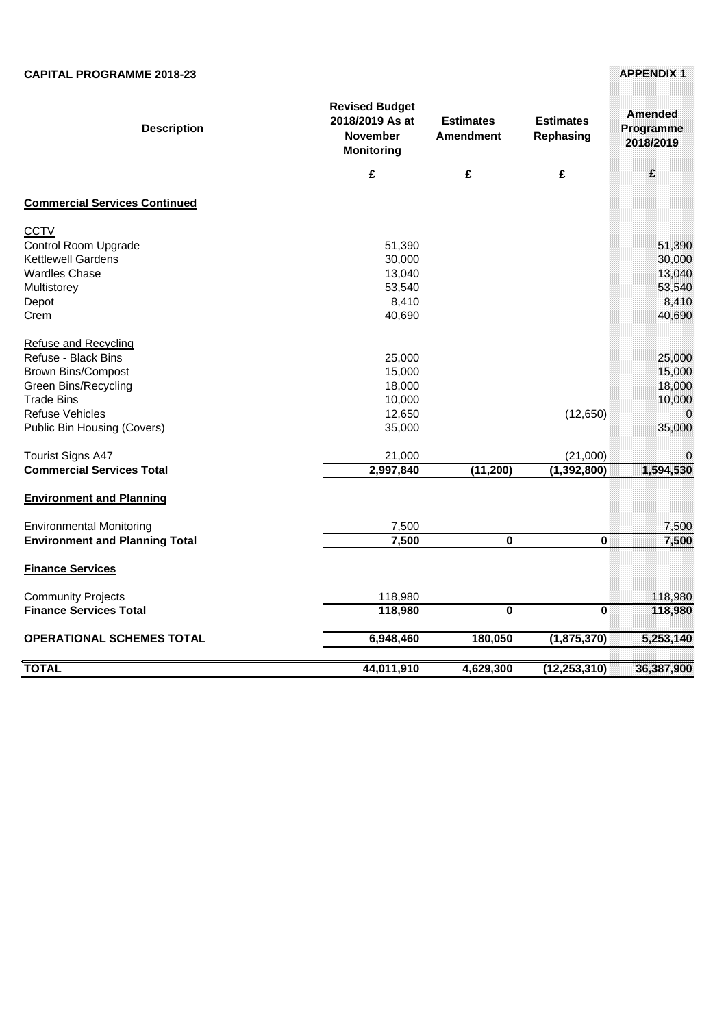**CAPITAL PROGRAMME 2018-23**

**APPENDIX 1**

| Description | Revised Budget 2018/2019 As at November Monitoring | Estimates Amendment | Estimates Rephasing | Amended Programme 2018/2019 |
|---|---|---|---|---|
| | £ | £ | £ | £ |
| **Commercial Services Continued** | | | | |
| CCTV | | | | |
| Control Room Upgrade | 51,390 | | | 51,390 |
| Kettlewell Gardens | 30,000 | | | 30,000 |
| Wardles Chase | 13,040 | | | 13,040 |
| Multistorey | 53,540 | | | 53,540 |
| Depot | 8,410 | | | 8,410 |
| Crem | 40,690 | | | 40,690 |
| Refuse and Recycling | | | | |
| Refuse - Black Bins | 25,000 | | | 25,000 |
| Brown Bins/Compost | 15,000 | | | 15,000 |
| Green Bins/Recycling | 18,000 | | | 18,000 |
| Trade Bins | 10,000 | | | 10,000 |
| Refuse Vehicles | 12,650 | | (12,650) | 0 |
| Public Bin Housing (Covers) | 35,000 | | | 35,000 |
| Tourist Signs A47 | 21,000 | | (21,000) | 0 |
| **Commercial Services Total** | **2,997,840** | **(11,200)** | **(1,392,800)** | **1,594,530** |
| **Environment and Planning** | | | | |
| Environmental Monitoring | 7,500 | | | 7,500 |
| **Environment and Planning Total** | **7,500** | **0** | **0** | **7,500** |
| **Finance Services** | | | | |
| Community Projects | 118,980 | | | 118,980 |
| **Finance Services Total** | **118,980** | **0** | **0** | **118,980** |
| **OPERATIONAL SCHEMES TOTAL** | **6,948,460** | **180,050** | **(1,875,370)** | **5,253,140** |
| **TOTAL** | **44,011,910** | **4,629,300** | **(12,253,310)** | **36,387,900** |